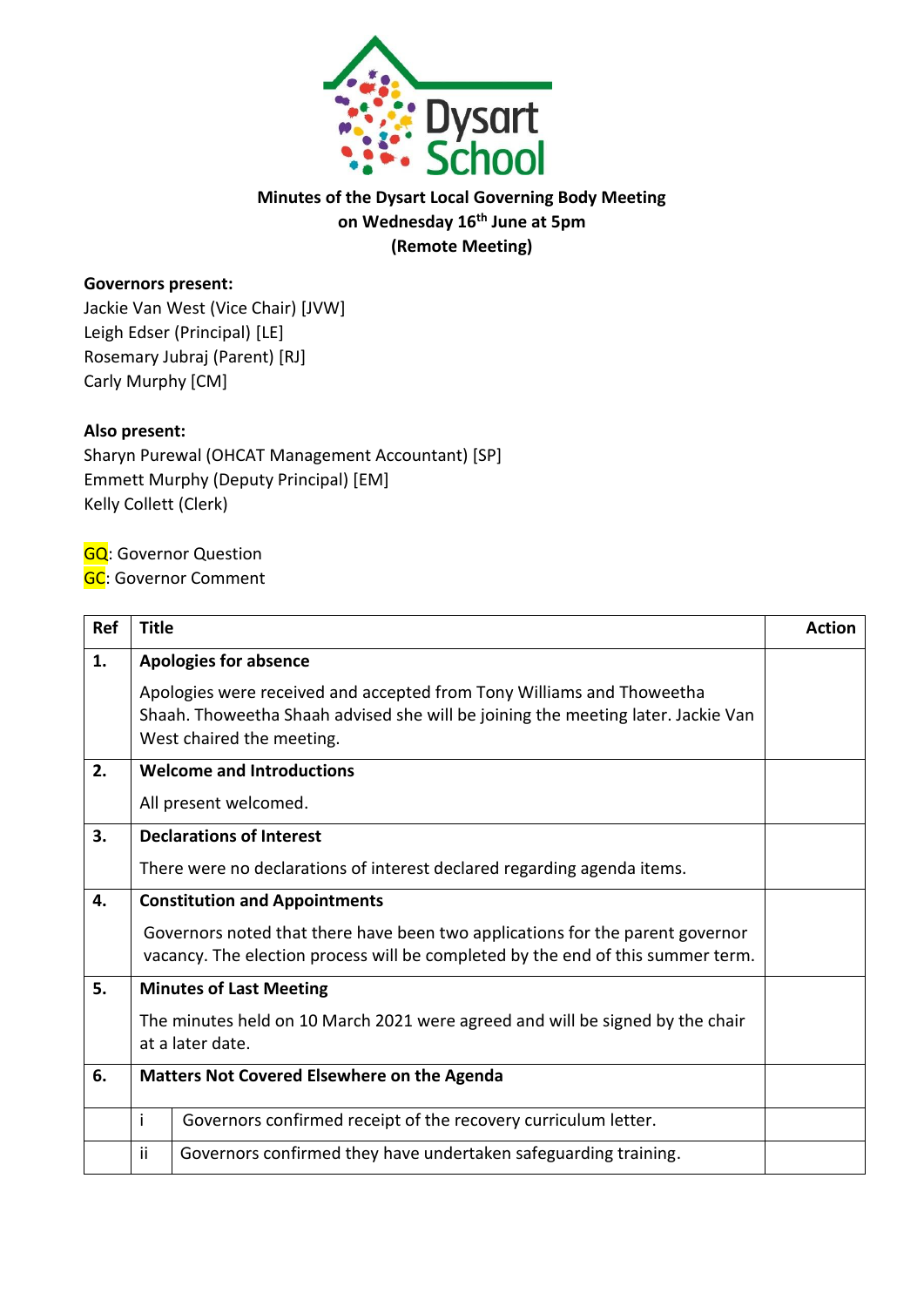Dysart School

**Minutes of the Dysart Local Governing Body Meeting**
**on Wednesday 16th June at 5pm**
**(Remote Meeting)**

**Governors present:**
Jackie Van West (Vice Chair) [JVW]
Leigh Edser (Principal) [LE]
Rosemary Jubraj (Parent) [RJ]
Carly Murphy [CM]

**Also present:**
Sharyn Purewal (OHCAT Management Accountant) [SP]
Emmett Murphy (Deputy Principal) [EM]
Kelly Collett (Clerk)

GQ: Governor Question
GC: Governor Comment

| Ref | Title | | Action |
|---|---|---|---|
| 1. | **Apologies for absence**<br><br>Apologies were received and accepted from Tony Williams and Thoweetha Shaah. Thoweetha Shaah advised she will be joining the meeting later. Jackie Van West chaired the meeting. | | |
| 2. | **Welcome and Introductions**<br><br>All present welcomed. | | |
| 3. | **Declarations of Interest**<br><br>There were no declarations of interest declared regarding agenda items. | | |
| 4. | **Constitution and Appointments**<br><br>Governors noted that there have been two applications for the parent governor vacancy. The election process will be completed by the end of this summer term. | | |
| 5. | **Minutes of Last Meeting**<br><br>The minutes held on 10 March 2021 were agreed and will be signed by the chair at a later date. | | |
| 6. | **Matters Not Covered Elsewhere on the Agenda** | | |
| | i | Governors confirmed receipt of the recovery curriculum letter. | |
| | ii | Governors confirmed they have undertaken safeguarding training. | |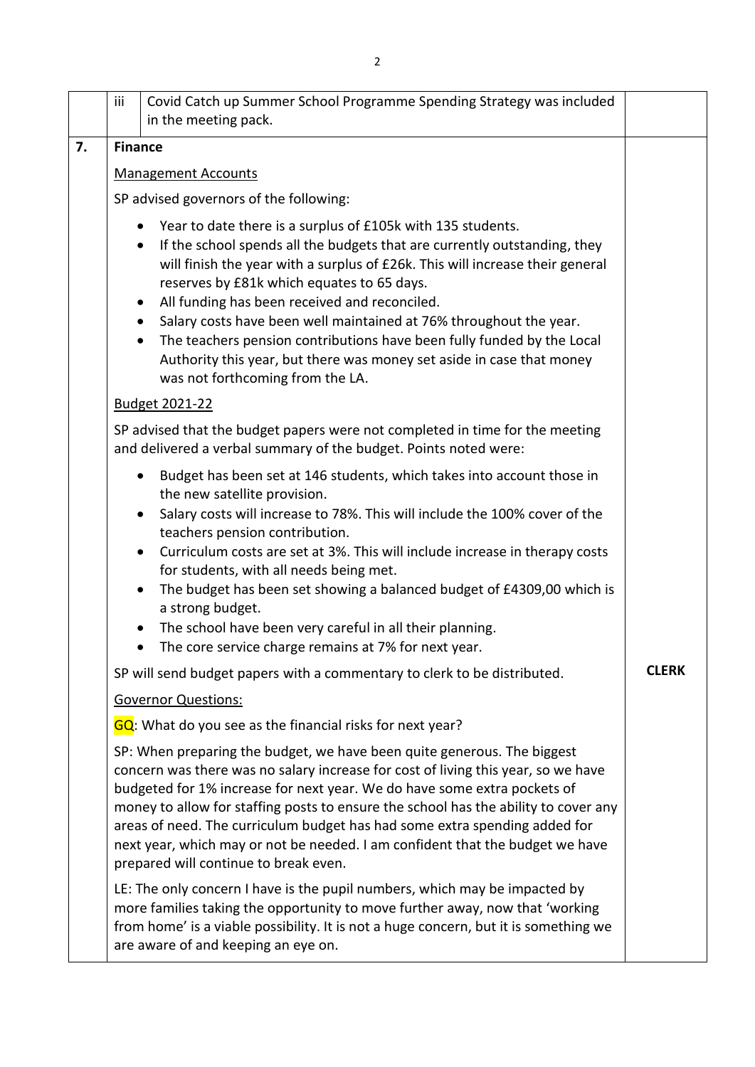| | | | |
|---|---|---|---|
| | iii | Covid Catch up Summer School Programme Spending Strategy was included in the meeting pack. | |
| **7.** | **Finance**<br><br><u>Management Accounts</u><br><br>SP advised governors of the following:<br><br>• Year to date there is a surplus of £105k with 135 students.<br>• If the school spends all the budgets that are currently outstanding, they will finish the year with a surplus of £26k. This will increase their general reserves by £81k which equates to 65 days.<br>• All funding has been received and reconciled.<br>• Salary costs have been well maintained at 76% throughout the year.<br>• The teachers pension contributions have been fully funded by the Local Authority this year, but there was money set aside in case that money was not forthcoming from the LA.<br><br><u>Budget 2021-22</u><br><br>SP advised that the budget papers were not completed in time for the meeting and delivered a verbal summary of the budget. Points noted were:<br><br>• Budget has been set at 146 students, which takes into account those in the new satellite provision.<br>• Salary costs will increase to 78%. This will include the 100% cover of the teachers pension contribution.<br>• Curriculum costs are set at 3%. This will include increase in therapy costs for students, with all needs being met.<br>• The budget has been set showing a balanced budget of £4309,00 which is a strong budget.<br>• The school have been very careful in all their planning.<br>• The core service charge remains at 7% for next year.<br><br>SP will send budget papers with a commentary to clerk to be distributed.<br><br><u>Governor Questions:</u><br><br>GQ: What do you see as the financial risks for next year?<br><br>SP: When preparing the budget, we have been quite generous. The biggest concern was there was no salary increase for cost of living this year, so we have budgeted for 1% increase for next year. We do have some extra pockets of money to allow for staffing posts to ensure the school has the ability to cover any areas of need. The curriculum budget has had some extra spending added for next year, which may or not be needed. I am confident that the budget we have prepared will continue to break even.<br><br>LE: The only concern I have is the pupil numbers, which may be impacted by more families taking the opportunity to move further away, now that 'working from home' is a viable possibility. It is not a huge concern, but it is something we are aware of and keeping an eye on. | | **CLERK** |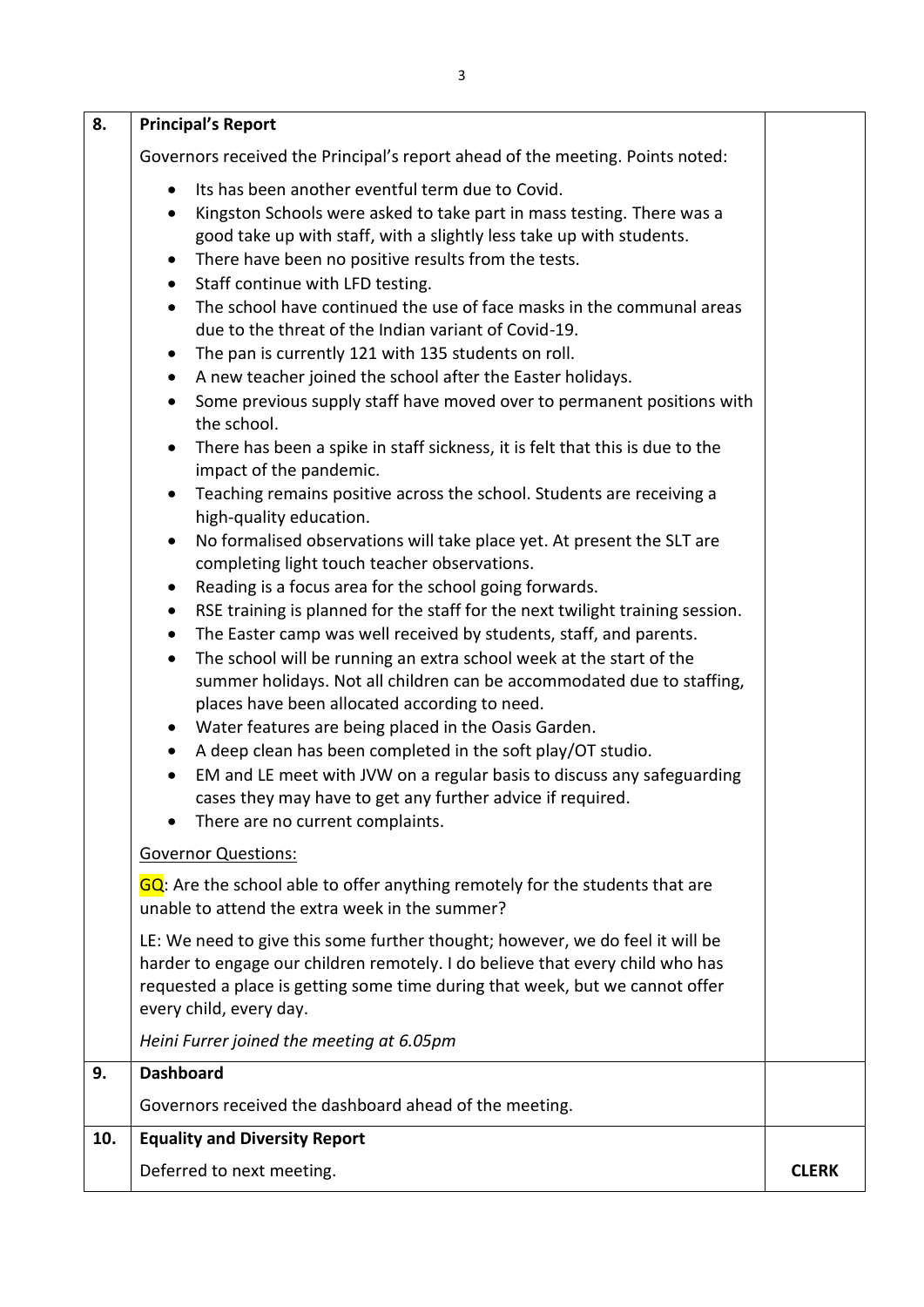| | | |
|---|---|---|
| **8.** | **Principal's Report**<br><br>Governors received the Principal's report ahead of the meeting. Points noted:<br><br>• Its has been another eventful term due to Covid.<br>• Kingston Schools were asked to take part in mass testing. There was a good take up with staff, with a slightly less take up with students.<br>• There have been no positive results from the tests.<br>• Staff continue with LFD testing.<br>• The school have continued the use of face masks in the communal areas due to the threat of the Indian variant of Covid-19.<br>• The pan is currently 121 with 135 students on roll.<br>• A new teacher joined the school after the Easter holidays.<br>• Some previous supply staff have moved over to permanent positions with the school.<br>• There has been a spike in staff sickness, it is felt that this is due to the impact of the pandemic.<br>• Teaching remains positive across the school. Students are receiving a high-quality education.<br>• No formalised observations will take place yet. At present the SLT are completing light touch teacher observations.<br>• Reading is a focus area for the school going forwards.<br>• RSE training is planned for the staff for the next twilight training session.<br>• The Easter camp was well received by students, staff, and parents.<br>• The school will be running an extra school week at the start of the summer holidays. Not all children can be accommodated due to staffing, places have been allocated according to need.<br>• Water features are being placed in the Oasis Garden.<br>• A deep clean has been completed in the soft play/OT studio.<br>• EM and LE meet with JVW on a regular basis to discuss any safeguarding cases they may have to get any further advice if required.<br>• There are no current complaints.<br><br>Governor Questions:<br><br>GQ: Are the school able to offer anything remotely for the students that are unable to attend the extra week in the summer?<br><br>LE: We need to give this some further thought; however, we do feel it will be harder to engage our children remotely. I do believe that every child who has requested a place is getting some time during that week, but we cannot offer every child, every day.<br><br>*Heini Furrer joined the meeting at 6.05pm* | |
| **9.** | **Dashboard**<br><br>Governors received the dashboard ahead of the meeting. | |
| **10.** | **Equality and Diversity Report**<br><br>Deferred to next meeting. | **CLERK** |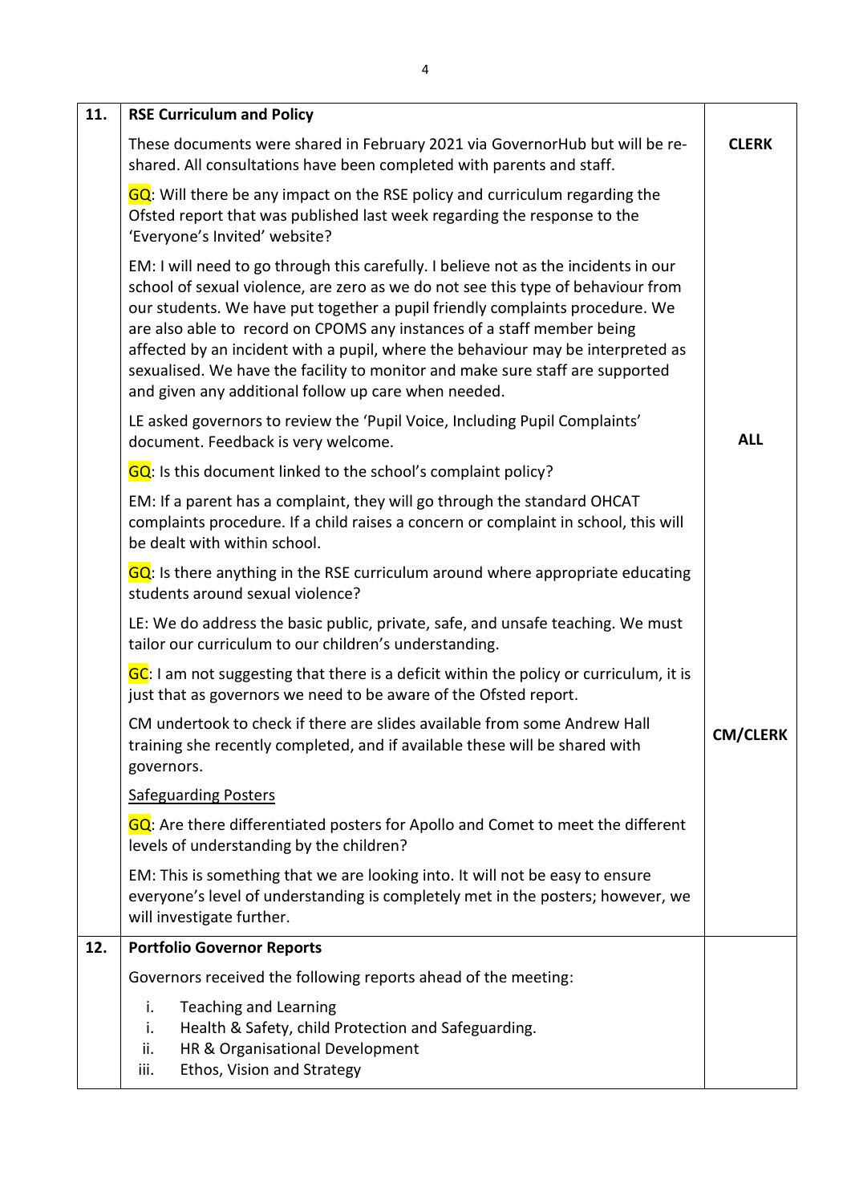| | | |
|---|---|---|
| **11.** | **RSE Curriculum and Policy** | |
| | These documents were shared in February 2021 via GovernorHub but will be re-shared. All consultations have been completed with parents and staff. | **CLERK** |
| | GQ: Will there be any impact on the RSE policy and curriculum regarding the Ofsted report that was published last week regarding the response to the 'Everyone's Invited' website? | |
| | EM: I will need to go through this carefully. I believe not as the incidents in our school of sexual violence, are zero as we do not see this type of behaviour from our students. We have put together a pupil friendly complaints procedure. We are also able to record on CPOMS any instances of a staff member being affected by an incident with a pupil, where the behaviour may be interpreted as sexualised. We have the facility to monitor and make sure staff are supported and given any additional follow up care when needed. | |
| | LE asked governors to review the 'Pupil Voice, Including Pupil Complaints' document. Feedback is very welcome. | **ALL** |
| | GQ: Is this document linked to the school's complaint policy? | |
| | EM: If a parent has a complaint, they will go through the standard OHCAT complaints procedure. If a child raises a concern or complaint in school, this will be dealt with within school. | |
| | GQ: Is there anything in the RSE curriculum around where appropriate educating students around sexual violence? | |
| | LE: We do address the basic public, private, safe, and unsafe teaching. We must tailor our curriculum to our children's understanding. | |
| | GC: I am not suggesting that there is a deficit within the policy or curriculum, it is just that as governors we need to be aware of the Ofsted report. | |
| | CM undertook to check if there are slides available from some Andrew Hall training she recently completed, and if available these will be shared with governors. | **CM/CLERK** |
| | <u>Safeguarding Posters</u> | |
| | GQ: Are there differentiated posters for Apollo and Comet to meet the different levels of understanding by the children? | |
| | EM: This is something that we are looking into. It will not be easy to ensure everyone's level of understanding is completely met in the posters; however, we will investigate further. | |
| **12.** | **Portfolio Governor Reports** | |
| | Governors received the following reports ahead of the meeting:<br>i. Teaching and Learning<br>i. Health & Safety, child Protection and Safeguarding.<br>ii. HR & Organisational Development<br>iii. Ethos, Vision and Strategy | |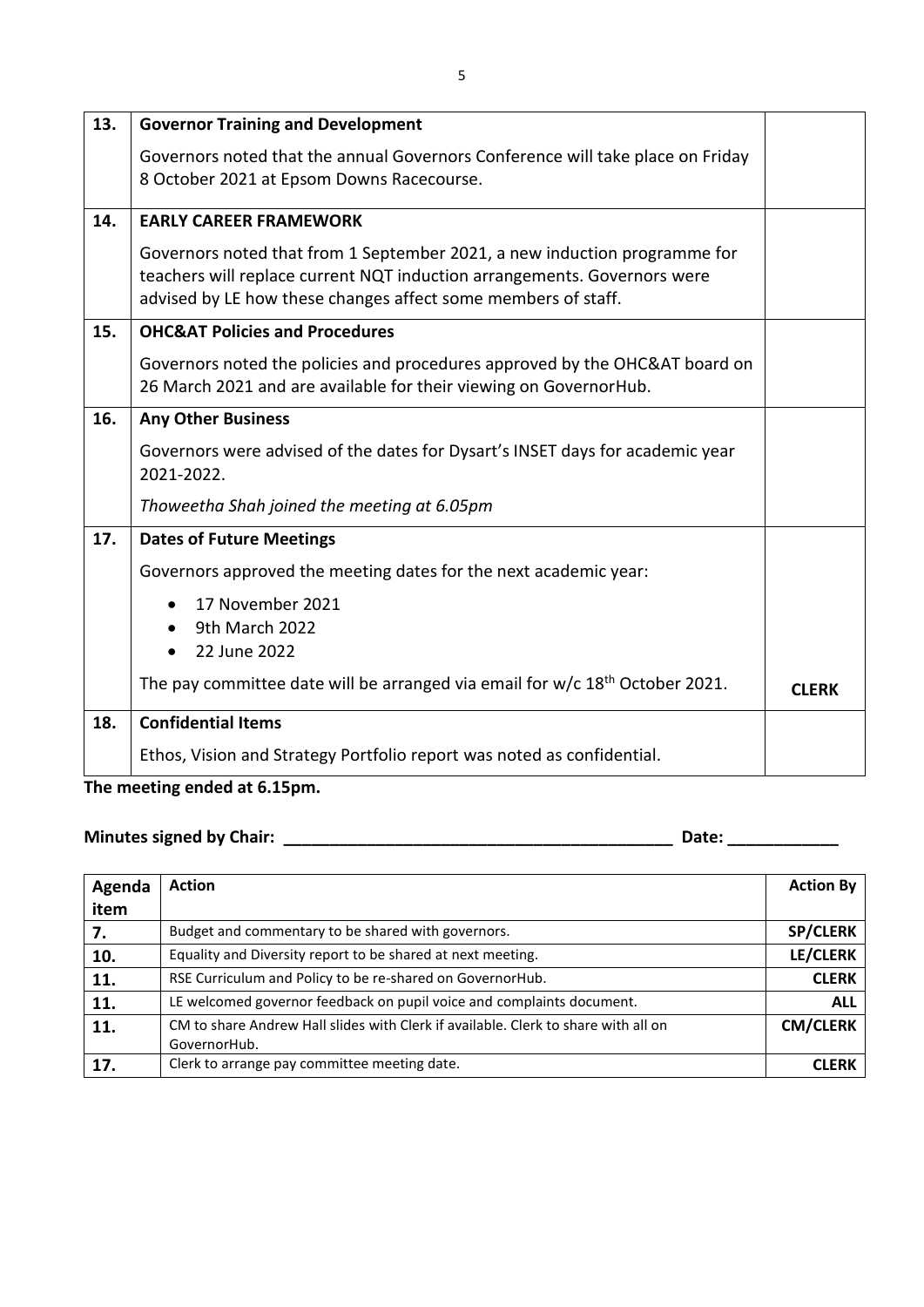| | | |
|---|---|---|
| **13.** | **Governor Training and Development** | |
| | Governors noted that the annual Governors Conference will take place on Friday 8 October 2021 at Epsom Downs Racecourse. | |
| **14.** | **EARLY CAREER FRAMEWORK** | |
| | Governors noted that from 1 September 2021, a new induction programme for teachers will replace current NQT induction arrangements. Governors were advised by LE how these changes affect some members of staff. | |
| **15.** | **OHC&AT Policies and Procedures** | |
| | Governors noted the policies and procedures approved by the OHC&AT board on 26 March 2021 and are available for their viewing on GovernorHub. | |
| **16.** | **Any Other Business** | |
| | Governors were advised of the dates for Dysart's INSET days for academic year 2021-2022. | |
| | *Thoweetha Shah joined the meeting at 6.05pm* | |
| **17.** | **Dates of Future Meetings** | |
| | Governors approved the meeting dates for the next academic year: <br> • 17 November 2021 <br> • 9th March 2022 <br> • 22 June 2022 | |
| | The pay committee date will be arranged via email for w/c 18th October 2021. | **CLERK** |
| **18.** | **Confidential Items** | |
| | Ethos, Vision and Strategy Portfolio report was noted as confidential. | |

**The meeting ended at 6.15pm.**

**Minutes signed by Chair: ________________________________________ Date: ____________**

| Agenda item | Action | Action By |
|---|---|---|
| **7.** | Budget and commentary to be shared with governors. | **SP/CLERK** |
| **10.** | Equality and Diversity report to be shared at next meeting. | **LE/CLERK** |
| **11.** | RSE Curriculum and Policy to be re-shared on GovernorHub. | **CLERK** |
| **11.** | LE welcomed governor feedback on pupil voice and complaints document. | **ALL** |
| **11.** | CM to share Andrew Hall slides with Clerk if available. Clerk to share with all on GovernorHub. | **CM/CLERK** |
| **17.** | Clerk to arrange pay committee meeting date. | **CLERK** |